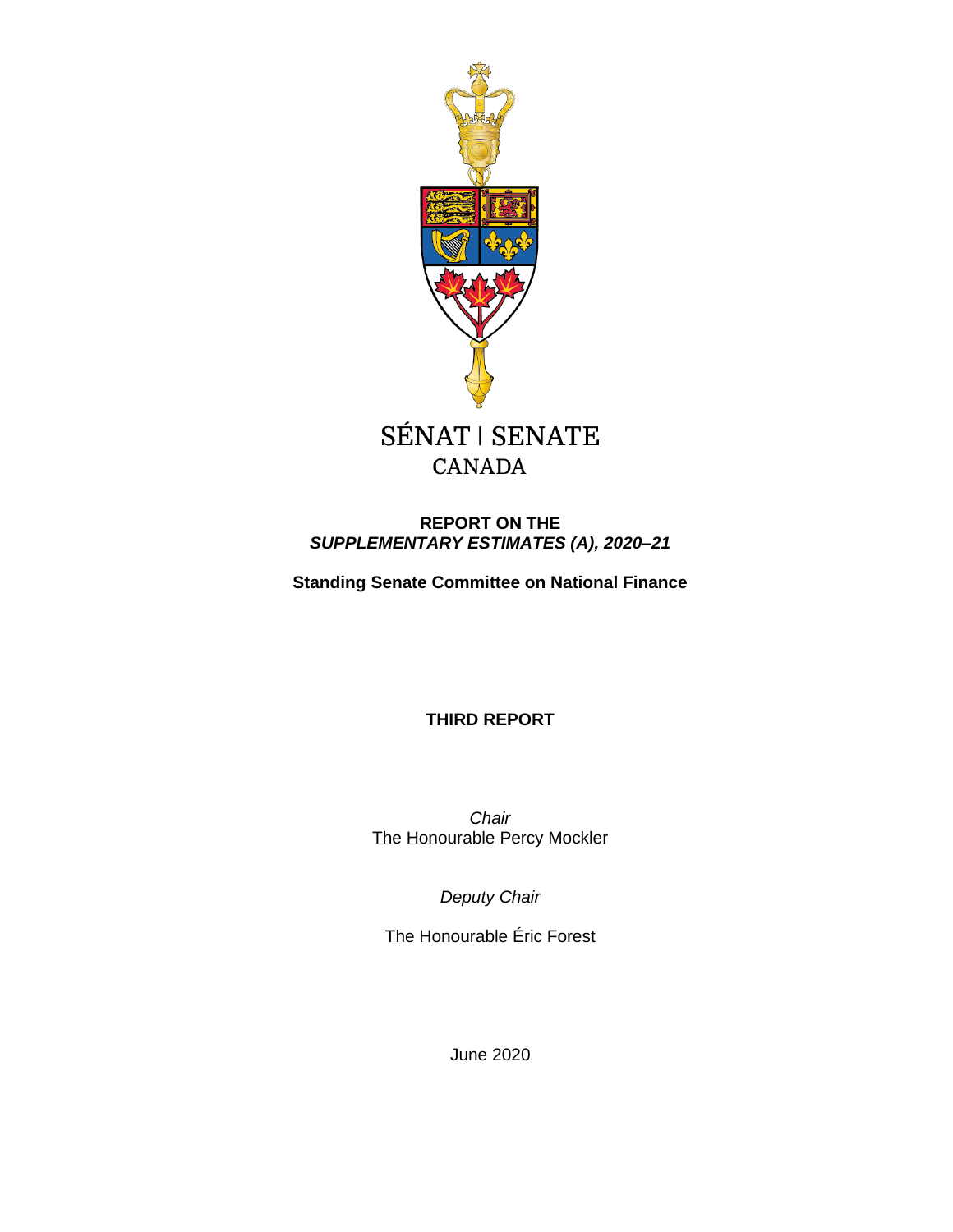SÉNAT | SENATE
CANADA

# REPORT ON THE *SUPPLEMENTARY ESTIMATES (A), 2020–21*

**Standing Senate Committee on National Finance**

**THIRD REPORT**

*Chair*
The Honourable Percy Mockler

*Deputy Chair*

The Honourable Éric Forest

June 2020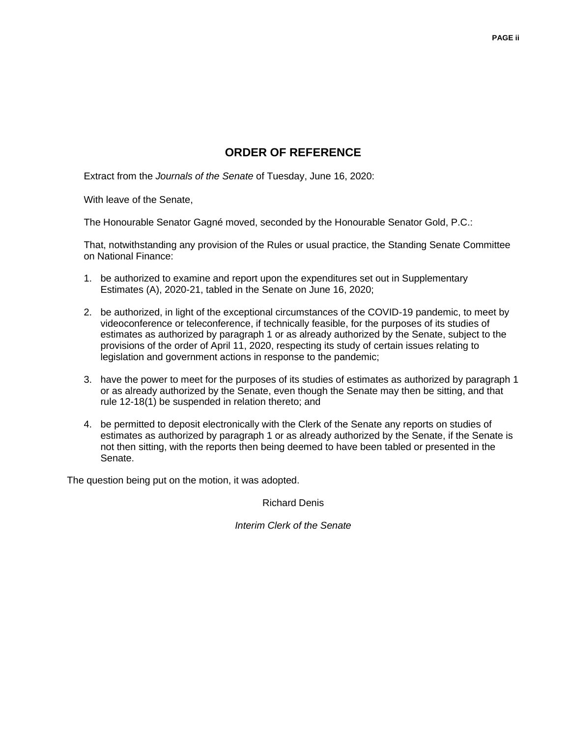## ORDER OF REFERENCE

Extract from the *Journals of the Senate* of Tuesday, June 16, 2020:

With leave of the Senate,

The Honourable Senator Gagné moved, seconded by the Honourable Senator Gold, P.C.:

That, notwithstanding any provision of the Rules or usual practice, the Standing Senate Committee on National Finance:

1. be authorized to examine and report upon the expenditures set out in Supplementary Estimates (A), 2020-21, tabled in the Senate on June 16, 2020;

2. be authorized, in light of the exceptional circumstances of the COVID-19 pandemic, to meet by videoconference or teleconference, if technically feasible, for the purposes of its studies of estimates as authorized by paragraph 1 or as already authorized by the Senate, subject to the provisions of the order of April 11, 2020, respecting its study of certain issues relating to legislation and government actions in response to the pandemic;

3. have the power to meet for the purposes of its studies of estimates as authorized by paragraph 1 or as already authorized by the Senate, even though the Senate may then be sitting, and that rule 12-18(1) be suspended in relation thereto; and

4. be permitted to deposit electronically with the Clerk of the Senate any reports on studies of estimates as authorized by paragraph 1 or as already authorized by the Senate, if the Senate is not then sitting, with the reports then being deemed to have been tabled or presented in the Senate.

The question being put on the motion, it was adopted.

Richard Denis

*Interim Clerk of the Senate*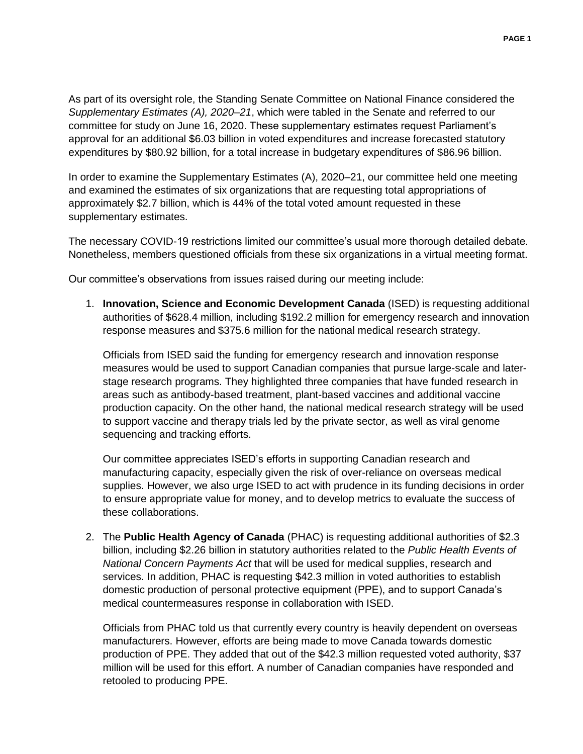As part of its oversight role, the Standing Senate Committee on National Finance considered the *Supplementary Estimates (A), 2020–21*, which were tabled in the Senate and referred to our committee for study on June 16, 2020. These supplementary estimates request Parliament's approval for an additional $6.03 billion in voted expenditures and increase forecasted statutory expenditures by $80.92 billion, for a total increase in budgetary expenditures of $86.96 billion.

In order to examine the Supplementary Estimates (A), 2020–21, our committee held one meeting and examined the estimates of six organizations that are requesting total appropriations of approximately $2.7 billion, which is 44% of the total voted amount requested in these supplementary estimates.

The necessary COVID-19 restrictions limited our committee's usual more thorough detailed debate. Nonetheless, members questioned officials from these six organizations in a virtual meeting format.

Our committee's observations from issues raised during our meeting include:

1. **Innovation, Science and Economic Development Canada** (ISED) is requesting additional authorities of $628.4 million, including $192.2 million for emergency research and innovation response measures and $375.6 million for the national medical research strategy.

   Officials from ISED said the funding for emergency research and innovation response measures would be used to support Canadian companies that pursue large-scale and later-stage research programs. They highlighted three companies that have funded research in areas such as antibody-based treatment, plant-based vaccines and additional vaccine production capacity. On the other hand, the national medical research strategy will be used to support vaccine and therapy trials led by the private sector, as well as viral genome sequencing and tracking efforts.

   Our committee appreciates ISED's efforts in supporting Canadian research and manufacturing capacity, especially given the risk of over-reliance on overseas medical supplies. However, we also urge ISED to act with prudence in its funding decisions in order to ensure appropriate value for money, and to develop metrics to evaluate the success of these collaborations.

2. The **Public Health Agency of Canada** (PHAC) is requesting additional authorities of $2.3 billion, including $2.26 billion in statutory authorities related to the *Public Health Events of National Concern Payments Act* that will be used for medical supplies, research and services. In addition, PHAC is requesting $42.3 million in voted authorities to establish domestic production of personal protective equipment (PPE), and to support Canada's medical countermeasures response in collaboration with ISED.

   Officials from PHAC told us that currently every country is heavily dependent on overseas manufacturers. However, efforts are being made to move Canada towards domestic production of PPE. They added that out of the $42.3 million requested voted authority, $37 million will be used for this effort. A number of Canadian companies have responded and retooled to producing PPE.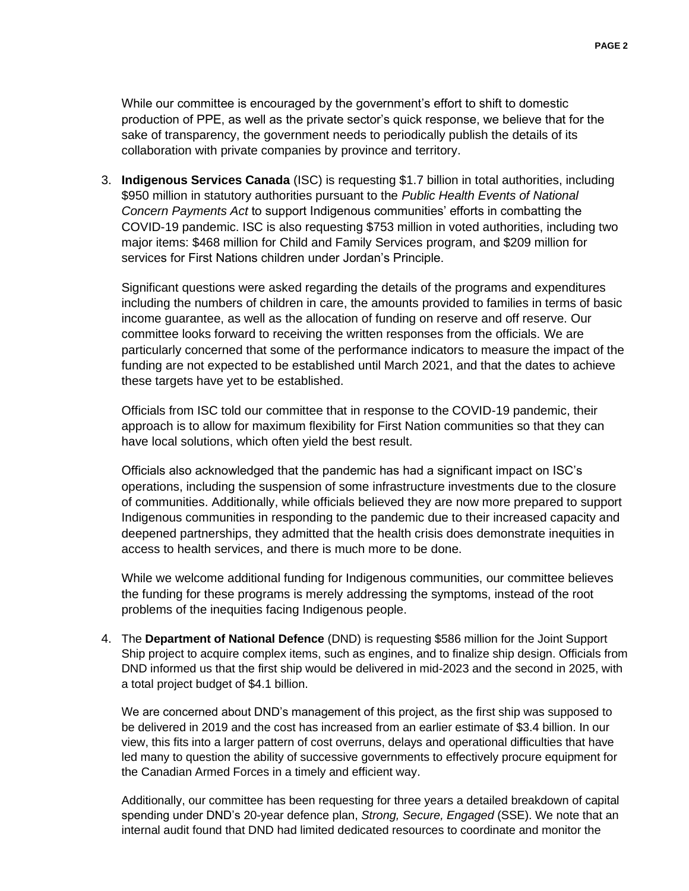While our committee is encouraged by the government's effort to shift to domestic production of PPE, as well as the private sector's quick response, we believe that for the sake of transparency, the government needs to periodically publish the details of its collaboration with private companies by province and territory.

3. **Indigenous Services Canada** (ISC) is requesting $1.7 billion in total authorities, including $950 million in statutory authorities pursuant to the *Public Health Events of National Concern Payments Act* to support Indigenous communities' efforts in combatting the COVID-19 pandemic. ISC is also requesting $753 million in voted authorities, including two major items: $468 million for Child and Family Services program, and $209 million for services for First Nations children under Jordan's Principle.

   Significant questions were asked regarding the details of the programs and expenditures including the numbers of children in care, the amounts provided to families in terms of basic income guarantee, as well as the allocation of funding on reserve and off reserve. Our committee looks forward to receiving the written responses from the officials. We are particularly concerned that some of the performance indicators to measure the impact of the funding are not expected to be established until March 2021, and that the dates to achieve these targets have yet to be established.

   Officials from ISC told our committee that in response to the COVID-19 pandemic, their approach is to allow for maximum flexibility for First Nation communities so that they can have local solutions, which often yield the best result.

   Officials also acknowledged that the pandemic has had a significant impact on ISC's operations, including the suspension of some infrastructure investments due to the closure of communities. Additionally, while officials believed they are now more prepared to support Indigenous communities in responding to the pandemic due to their increased capacity and deepened partnerships, they admitted that the health crisis does demonstrate inequities in access to health services, and there is much more to be done.

   While we welcome additional funding for Indigenous communities, our committee believes the funding for these programs is merely addressing the symptoms, instead of the root problems of the inequities facing Indigenous people.

4. The **Department of National Defence** (DND) is requesting $586 million for the Joint Support Ship project to acquire complex items, such as engines, and to finalize ship design. Officials from DND informed us that the first ship would be delivered in mid-2023 and the second in 2025, with a total project budget of $4.1 billion.

   We are concerned about DND's management of this project, as the first ship was supposed to be delivered in 2019 and the cost has increased from an earlier estimate of $3.4 billion. In our view, this fits into a larger pattern of cost overruns, delays and operational difficulties that have led many to question the ability of successive governments to effectively procure equipment for the Canadian Armed Forces in a timely and efficient way.

   Additionally, our committee has been requesting for three years a detailed breakdown of capital spending under DND's 20-year defence plan, *Strong, Secure, Engaged* (SSE). We note that an internal audit found that DND had limited dedicated resources to coordinate and monitor the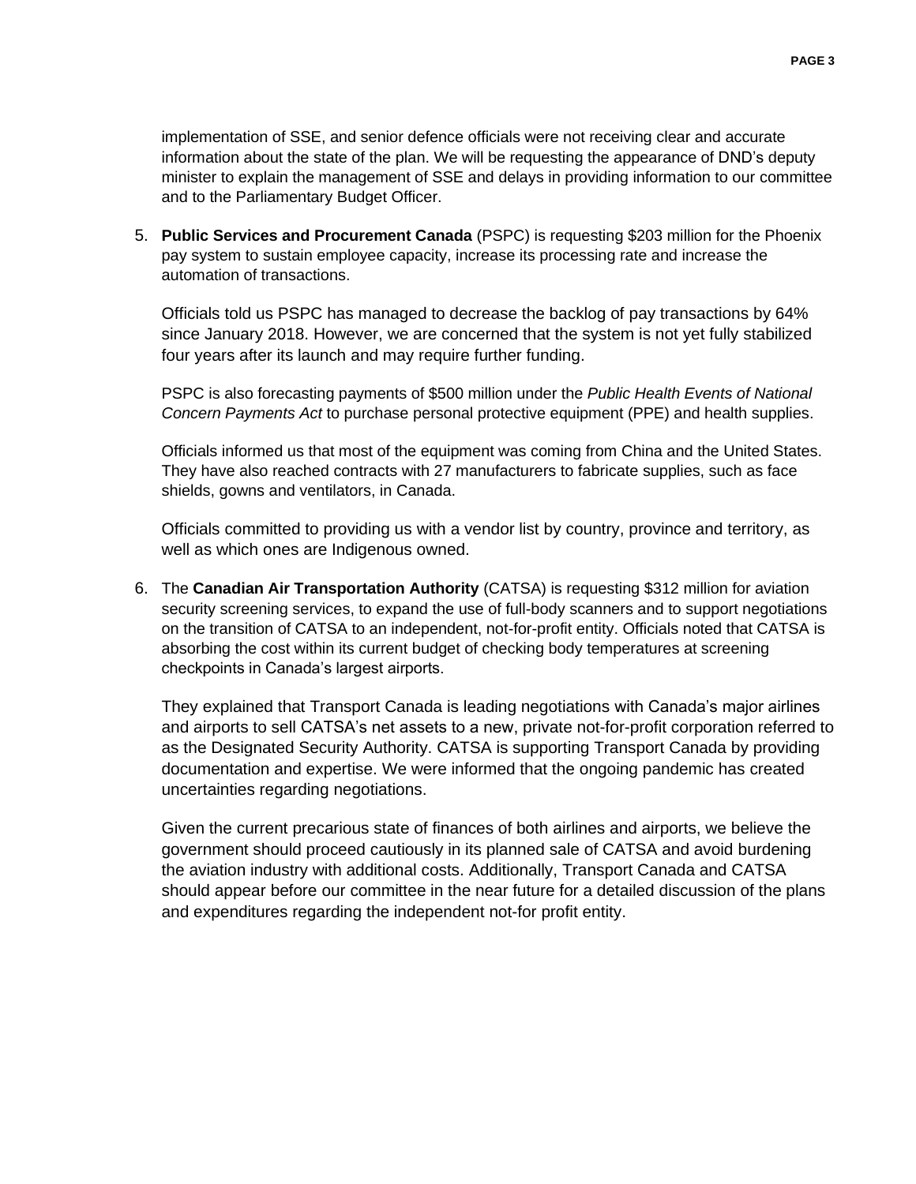implementation of SSE, and senior defence officials were not receiving clear and accurate information about the state of the plan. We will be requesting the appearance of DND's deputy minister to explain the management of SSE and delays in providing information to our committee and to the Parliamentary Budget Officer.

5. **Public Services and Procurement Canada** (PSPC) is requesting $203 million for the Phoenix pay system to sustain employee capacity, increase its processing rate and increase the automation of transactions.

   Officials told us PSPC has managed to decrease the backlog of pay transactions by 64% since January 2018. However, we are concerned that the system is not yet fully stabilized four years after its launch and may require further funding.

   PSPC is also forecasting payments of $500 million under the *Public Health Events of National Concern Payments Act* to purchase personal protective equipment (PPE) and health supplies.

   Officials informed us that most of the equipment was coming from China and the United States. They have also reached contracts with 27 manufacturers to fabricate supplies, such as face shields, gowns and ventilators, in Canada.

   Officials committed to providing us with a vendor list by country, province and territory, as well as which ones are Indigenous owned.

6. The **Canadian Air Transportation Authority** (CATSA) is requesting $312 million for aviation security screening services, to expand the use of full-body scanners and to support negotiations on the transition of CATSA to an independent, not-for-profit entity. Officials noted that CATSA is absorbing the cost within its current budget of checking body temperatures at screening checkpoints in Canada's largest airports.

   They explained that Transport Canada is leading negotiations with Canada's major airlines and airports to sell CATSA's net assets to a new, private not-for-profit corporation referred to as the Designated Security Authority. CATSA is supporting Transport Canada by providing documentation and expertise. We were informed that the ongoing pandemic has created uncertainties regarding negotiations.

   Given the current precarious state of finances of both airlines and airports, we believe the government should proceed cautiously in its planned sale of CATSA and avoid burdening the aviation industry with additional costs. Additionally, Transport Canada and CATSA should appear before our committee in the near future for a detailed discussion of the plans and expenditures regarding the independent not-for profit entity.